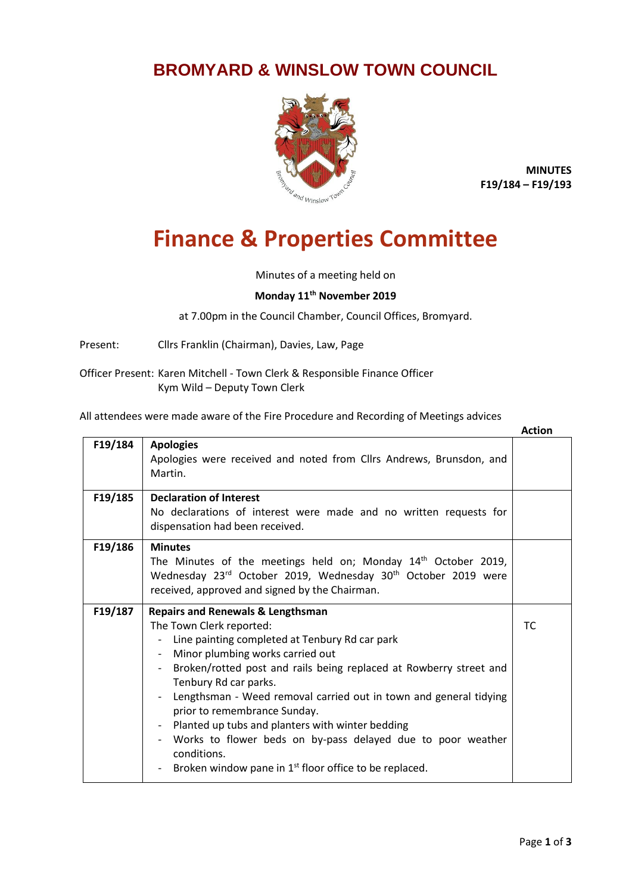# BROMYARD & WINSLOW TOWN COUNCIL

**MINUTES**
**F19/184 – F19/193**

# Finance & Properties Committee

Minutes of a meeting held on

**Monday 11th November 2019**

at 7.00pm in the Council Chamber, Council Offices, Bromyard.

Present: Cllrs Franklin (Chairman), Davies, Law, Page

Officer Present: Karen Mitchell - Town Clerk & Responsible Finance Officer
Kym Wild – Deputy Town Clerk

All attendees were made aware of the Fire Procedure and Recording of Meetings advices

| | | Action |
|---|---|---|
| F19/184 | **Apologies**<br>Apologies were received and noted from Cllrs Andrews, Brunsdon, and Martin. | |
| F19/185 | **Declaration of Interest**<br>No declarations of interest were made and no written requests for dispensation had been received. | |
| F19/186 | **Minutes**<br>The Minutes of the meetings held on; Monday 14th October 2019, Wednesday 23rd October 2019, Wednesday 30th October 2019 were received, approved and signed by the Chairman. | |
| F19/187 | **Repairs and Renewals & Lengthsman**<br>The Town Clerk reported:<br>- Line painting completed at Tenbury Rd car park<br>- Minor plumbing works carried out<br>- Broken/rotted post and rails being replaced at Rowberry street and Tenbury Rd car parks.<br>- Lengthsman - Weed removal carried out in town and general tidying prior to remembrance Sunday.<br>- Planted up tubs and planters with winter bedding<br>- Works to flower beds on by-pass delayed due to poor weather conditions.<br>- Broken window pane in 1st floor office to be replaced. | TC |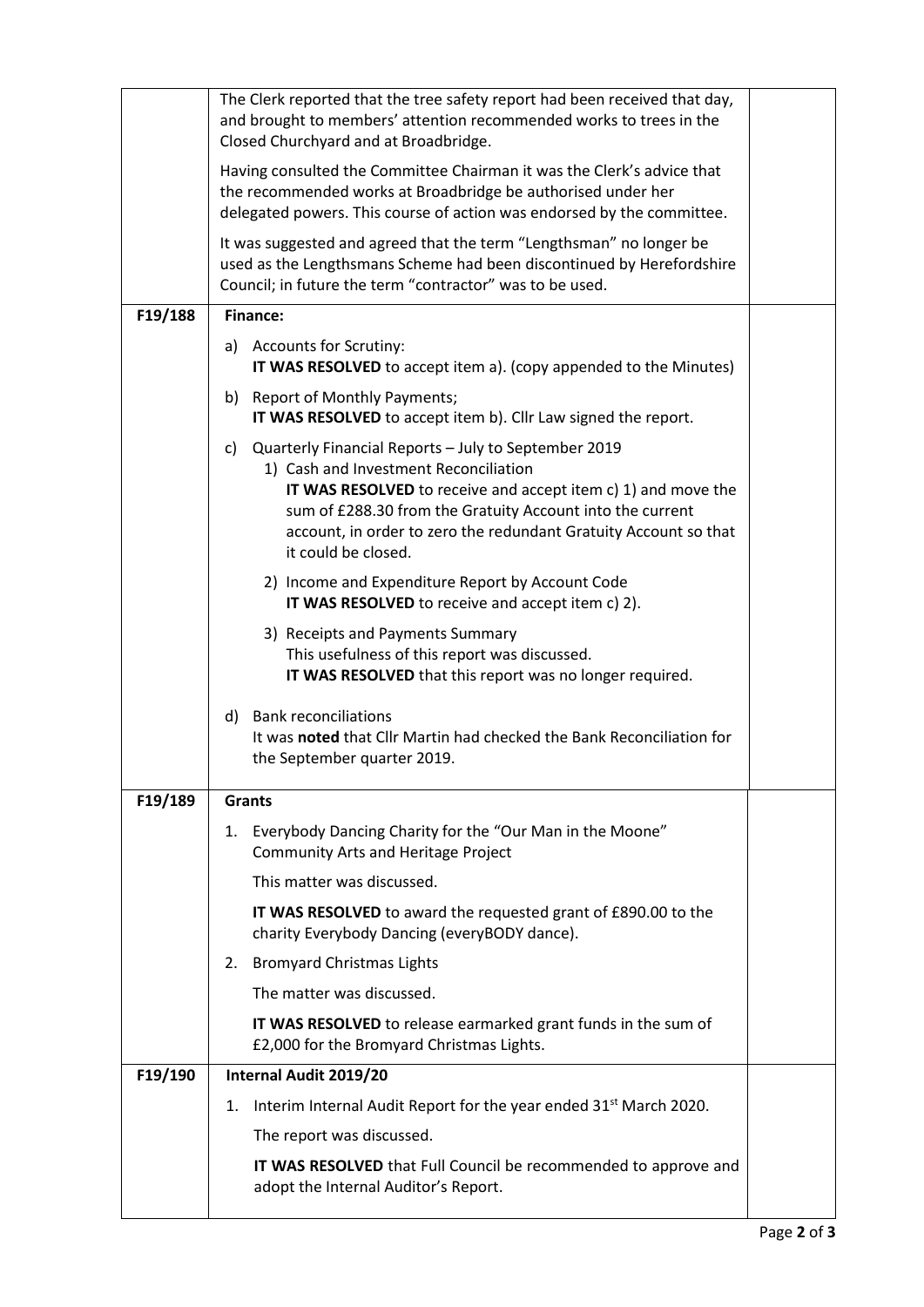| | | |
|---|---|---|
| | The Clerk reported that the tree safety report had been received that day, and brought to members' attention recommended works to trees in the Closed Churchyard and at Broadbridge.<br><br>Having consulted the Committee Chairman it was the Clerk's advice that the recommended works at Broadbridge be authorised under her delegated powers. This course of action was endorsed by the committee.<br><br>It was suggested and agreed that the term "Lengthsman" no longer be used as the Lengthsmans Scheme had been discontinued by Herefordshire Council; in future the term "contractor" was to be used. | |
| **F19/188** | **Finance:**<br><br>a) Accounts for Scrutiny:<br>**IT WAS RESOLVED** to accept item a). (copy appended to the Minutes)<br><br>b) Report of Monthly Payments;<br>**IT WAS RESOLVED** to accept item b). Cllr Law signed the report.<br><br>c) Quarterly Financial Reports – July to September 2019<br>1) Cash and Investment Reconciliation<br>**IT WAS RESOLVED** to receive and accept item c) 1) and move the sum of £288.30 from the Gratuity Account into the current account, in order to zero the redundant Gratuity Account so that it could be closed.<br><br>2) Income and Expenditure Report by Account Code<br>**IT WAS RESOLVED** to receive and accept item c) 2).<br><br>3) Receipts and Payments Summary<br>This usefulness of this report was discussed.<br>**IT WAS RESOLVED** that this report was no longer required.<br><br>d) Bank reconciliations<br>It was **noted** that Cllr Martin had checked the Bank Reconciliation for the September quarter 2019. | |
| **F19/189** | **Grants**<br><br>1. Everybody Dancing Charity for the "Our Man in the Moone" Community Arts and Heritage Project<br><br>This matter was discussed.<br><br>**IT WAS RESOLVED** to award the requested grant of £890.00 to the charity Everybody Dancing (everyBODY dance).<br><br>2. Bromyard Christmas Lights<br><br>The matter was discussed.<br><br>**IT WAS RESOLVED** to release earmarked grant funds in the sum of £2,000 for the Bromyard Christmas Lights. | |
| **F19/190** | **Internal Audit 2019/20**<br><br>1. Interim Internal Audit Report for the year ended 31st March 2020.<br><br>The report was discussed.<br><br>**IT WAS RESOLVED** that Full Council be recommended to approve and adopt the Internal Auditor's Report. | |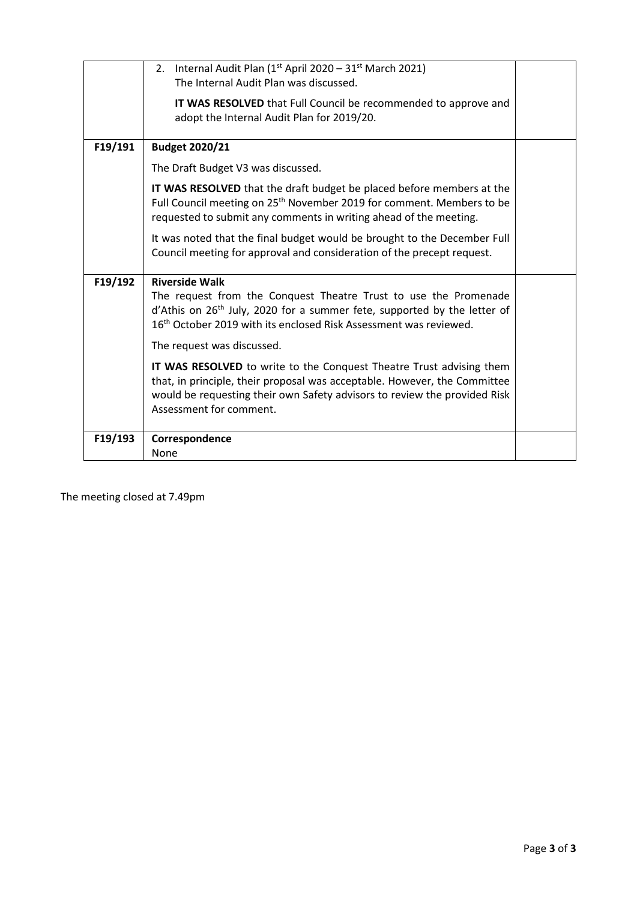| | | |
|---|---|---|
| | 2. Internal Audit Plan (1st April 2020 – 31st March 2021)<br>The Internal Audit Plan was discussed.<br><br>**IT WAS RESOLVED** that Full Council be recommended to approve and adopt the Internal Audit Plan for 2019/20. | |
| F19/191 | **Budget 2020/21**<br><br>The Draft Budget V3 was discussed.<br><br>**IT WAS RESOLVED** that the draft budget be placed before members at the Full Council meeting on 25th November 2019 for comment. Members to be requested to submit any comments in writing ahead of the meeting.<br><br>It was noted that the final budget would be brought to the December Full Council meeting for approval and consideration of the precept request. | |
| F19/192 | **Riverside Walk**<br>The request from the Conquest Theatre Trust to use the Promenade d'Athis on 26th July, 2020 for a summer fete, supported by the letter of 16th October 2019 with its enclosed Risk Assessment was reviewed.<br><br>The request was discussed.<br><br>**IT WAS RESOLVED** to write to the Conquest Theatre Trust advising them that, in principle, their proposal was acceptable. However, the Committee would be requesting their own Safety advisors to review the provided Risk Assessment for comment. | |
| F19/193 | **Correspondence**<br>None | |

The meeting closed at 7.49pm